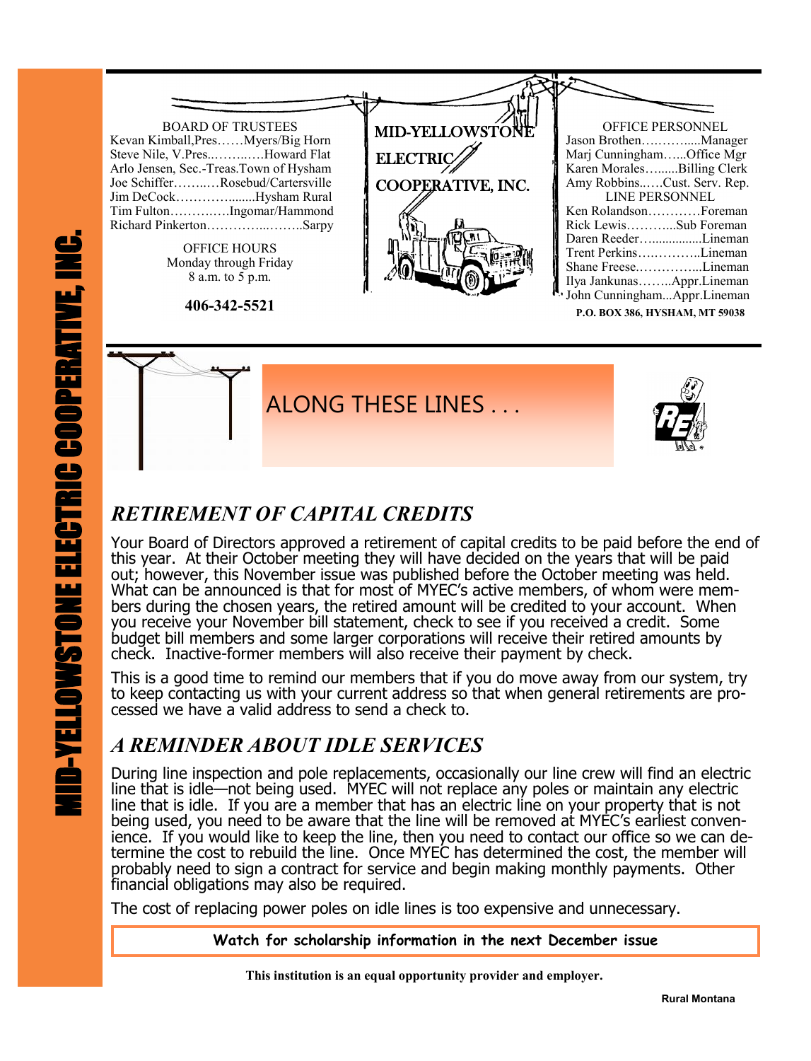# MID-YELLOWSTONE ELECTRIC COOPERATIVE, INC.

BOARD OF TRUSTEES

Kevan Kimball,Pres……Myers/Big Horn
Steve Nile, V.Pres..……..….Howard Flat
Arlo Jensen, Sec.-Treas.Town of Hysham
Joe Schiffer……..…Rosebud/Cartersville
Jim DeCock………….......Hysham Rural
Tim Fulton………..….Ingomar/Hammond
Richard Pinkerton…………...……..Sarpy

OFFICE HOURS
Monday through Friday
8 a.m. to 5 p.m.

**406-342-5521**

MID-YELLOWSTONE ELECTRIC COOPERATIVE, INC.

OFFICE PERSONNEL

Jason Brothen…………....Manager
Marj Cunningham…...Office Mgr
Karen Morales…......Billing Clerk
Amy Robbins..….Cust. Serv. Rep.

LINE PERSONNEL

Ken Rolandson…………Foreman
Rick Lewis………...Sub Foreman
Daren Reeder…..............Lineman
Trent Perkins…..………..Lineman
Shane Freese..…………...Lineman
Ilya Jankunas……..Appr.Lineman
John Cunningham...Appr.Lineman

**P.O. BOX 386, HYSHAM, MT 59038**

## ALONG THESE LINES . . .

## *RETIREMENT OF CAPITAL CREDITS*

Your Board of Directors approved a retirement of capital credits to be paid before the end of this year. At their October meeting they will have decided on the years that will be paid out; however, this November issue was published before the October meeting was held. What can be announced is that for most of MYEC's active members, of whom were members during the chosen years, the retired amount will be credited to your account. When you receive your November bill statement, check to see if you received a credit. Some budget bill members and some larger corporations will receive their retired amounts by check. Inactive-former members will also receive their payment by check.

This is a good time to remind our members that if you do move away from our system, try to keep contacting us with your current address so that when general retirements are processed we have a valid address to send a check to.

## *A REMINDER ABOUT IDLE SERVICES*

During line inspection and pole replacements, occasionally our line crew will find an electric line that is idle—not being used. MYEC will not replace any poles or maintain any electric line that is idle. If you are a member that has an electric line on your property that is not being used, you need to be aware that the line will be removed at MYEC's earliest convenience. If you would like to keep the line, then you need to contact our office so we can determine the cost to rebuild the line. Once MYEC has determined the cost, the member will probably need to sign a contract for service and begin making monthly payments. Other financial obligations may also be required.

The cost of replacing power poles on idle lines is too expensive and unnecessary.

**Watch for scholarship information in the next December issue**

**This institution is an equal opportunity provider and employer.**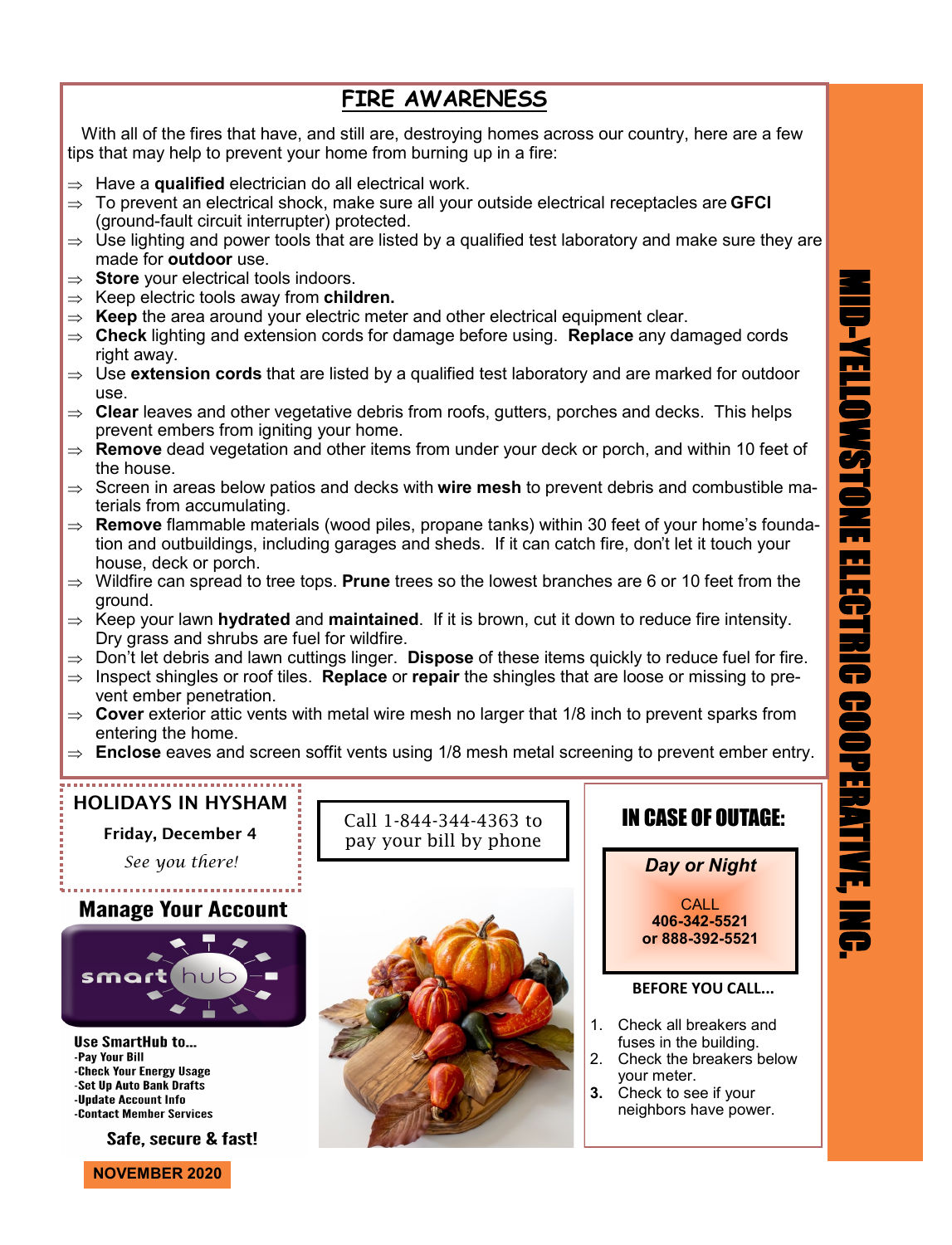# FIRE AWARENESS

With all of the fires that have, and still are, destroying homes across our country, here are a few tips that may help to prevent your home from burning up in a fire:

- ⇒ Have a **qualified** electrician do all electrical work.
- ⇒ To prevent an electrical shock, make sure all your outside electrical receptacles are **GFCI** (ground-fault circuit interrupter) protected.
- ⇒ Use lighting and power tools that are listed by a qualified test laboratory and make sure they are made for **outdoor** use.
- ⇒ **Store** your electrical tools indoors.
- ⇒ Keep electric tools away from **children.**
- ⇒ **Keep** the area around your electric meter and other electrical equipment clear.
- ⇒ **Check** lighting and extension cords for damage before using. **Replace** any damaged cords right away.
- ⇒ Use **extension cords** that are listed by a qualified test laboratory and are marked for outdoor use.
- ⇒ **Clear** leaves and other vegetative debris from roofs, gutters, porches and decks. This helps prevent embers from igniting your home.
- ⇒ **Remove** dead vegetation and other items from under your deck or porch, and within 10 feet of the house.
- ⇒ Screen in areas below patios and decks with **wire mesh** to prevent debris and combustible materials from accumulating.
- ⇒ **Remove** flammable materials (wood piles, propane tanks) within 30 feet of your home's foundation and outbuildings, including garages and sheds. If it can catch fire, don't let it touch your house, deck or porch.
- ⇒ Wildfire can spread to tree tops. **Prune** trees so the lowest branches are 6 or 10 feet from the ground.
- ⇒ Keep your lawn **hydrated** and **maintained**. If it is brown, cut it down to reduce fire intensity. Dry grass and shrubs are fuel for wildfire.
- ⇒ Don't let debris and lawn cuttings linger. **Dispose** of these items quickly to reduce fuel for fire.
- ⇒ Inspect shingles or roof tiles. **Replace** or **repair** the shingles that are loose or missing to prevent ember penetration.
- ⇒ **Cover** exterior attic vents with metal wire mesh no larger that 1/8 inch to prevent sparks from entering the home.
- ⇒ **Enclose** eaves and screen soffit vents using 1/8 mesh metal screening to prevent ember entry.

## HOLIDAYS IN HYSHAM

**Friday, December 4**

*See you there!*

Call 1-844-344-4363 to pay your bill by phone

## IN CASE OF OUTAGE:

***Day or Night***

CALL
**406-342-5521**
**or 888-392-5521**

**BEFORE YOU CALL...**

1. Check all breakers and fuses in the building.
2. Check the breakers below your meter.
3. Check to see if your neighbors have power.

## Manage Your Account

smart hub

**Use SmartHub to...**
- **Pay Your Bill**
- **Check Your Energy Usage**
- **Set Up Auto Bank Drafts**
- **Update Account Info**
- **Contact Member Services**

**Safe, secure & fast!**

**NOVEMBER 2020**

MID-YELLOWSTONE ELECTRIC COOPERATIVE, INC.